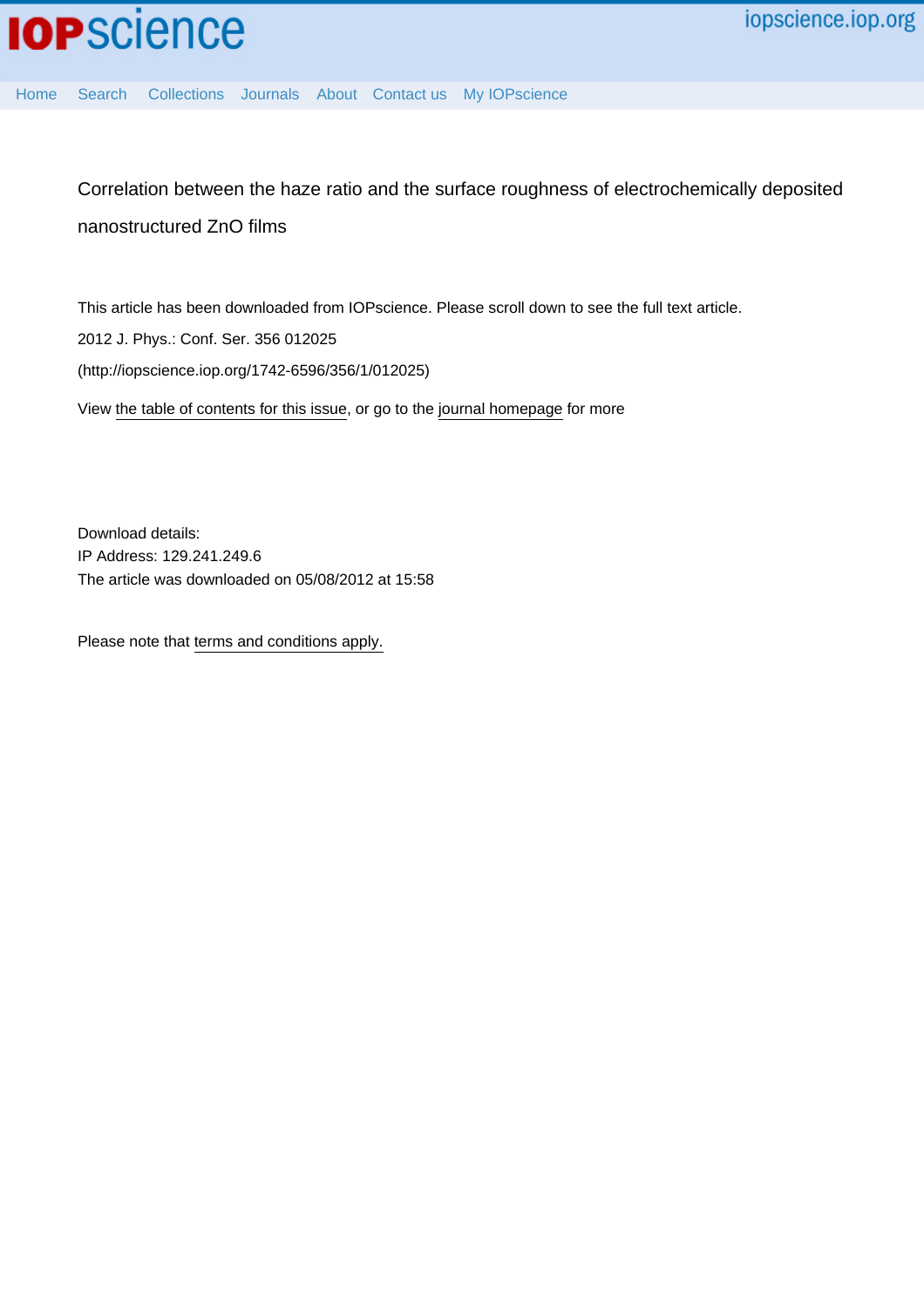# Correlation between the haze ratio and the surface roughness of electrochemically deposited nanostructured ZnO films

This article has been downloaded from IOPscience. Please scroll down to see the full text article.

2012 J. Phys.: Conf. Ser. 356 012025

(http://iopscience.iop.org/1742-6596/356/1/012025)

View the table of contents for this issue, or go to the journal homepage for more

Download details:
IP Address: 129.241.249.6
The article was downloaded on 05/08/2012 at 15:58

Please note that terms and conditions apply.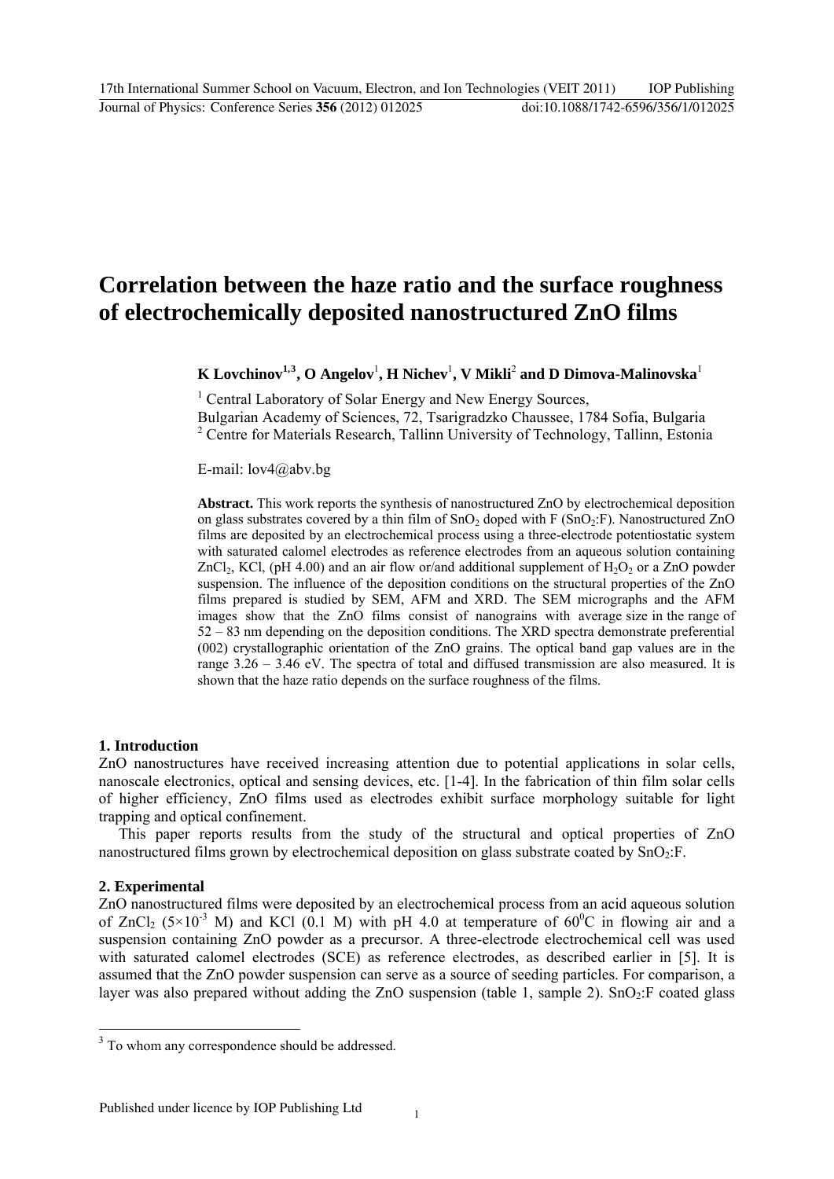# Correlation between the haze ratio and the surface roughness of electrochemically deposited nanostructured ZnO films

**K Lovchinov[1,3], O Angelov[1], H Nichev[1], V Mikli[2] and D Dimova-Malinovska[1]**

[1] Central Laboratory of Solar Energy and New Energy Sources,
Bulgarian Academy of Sciences, 72, Tsarigradzko Chaussee, 1784 Sofia, Bulgaria
[2] Centre for Materials Research, Tallinn University of Technology, Tallinn, Estonia

E-mail: lov4@abv.bg

**Abstract.** This work reports the synthesis of nanostructured ZnO by electrochemical deposition on glass substrates covered by a thin film of $SnO_2$ doped with F ($SnO_2$:F). Nanostructured ZnO films are deposited by an electrochemical process using a three-electrode potentiostatic system with saturated calomel electrodes as reference electrodes from an aqueous solution containing $ZnCl_2$, KCl, (pH 4.00) and an air flow or/and additional supplement of $H_2O_2$ or a ZnO powder suspension. The influence of the deposition conditions on the structural properties of the ZnO films prepared is studied by SEM, AFM and XRD. The SEM micrographs and the AFM images show that the ZnO films consist of nanograins with average size in the range of 52 – 83 nm depending on the deposition conditions. The XRD spectra demonstrate preferential (002) crystallographic orientation of the ZnO grains. The optical band gap values are in the range 3.26 – 3.46 eV. The spectra of total and diffused transmission are also measured. It is shown that the haze ratio depends on the surface roughness of the films.

## 1. Introduction

ZnO nanostructures have received increasing attention due to potential applications in solar cells, nanoscale electronics, optical and sensing devices, etc. [1-4]. In the fabrication of thin film solar cells of higher efficiency, ZnO films used as electrodes exhibit surface morphology suitable for light trapping and optical confinement.

This paper reports results from the study of the structural and optical properties of ZnO nanostructured films grown by electrochemical deposition on glass substrate coated by $SnO_2$:F.

## 2. Experimental

ZnO nanostructured films were deposited by an electrochemical process from an acid aqueous solution of $ZnCl_2$ ($5\times10^{-3}$ M) and KCl (0.1 M) with pH 4.0 at temperature of $60^0$C in flowing air and a suspension containing ZnO powder as a precursor. A three-electrode electrochemical cell was used with saturated calomel electrodes (SCE) as reference electrodes, as described earlier in [5]. It is assumed that the ZnO powder suspension can serve as a source of seeding particles. For comparison, a layer was also prepared without adding the ZnO suspension (table 1, sample 2). $SnO_2$:F coated glass

[3] To whom any correspondence should be addressed.

Published under licence by IOP Publishing Ltd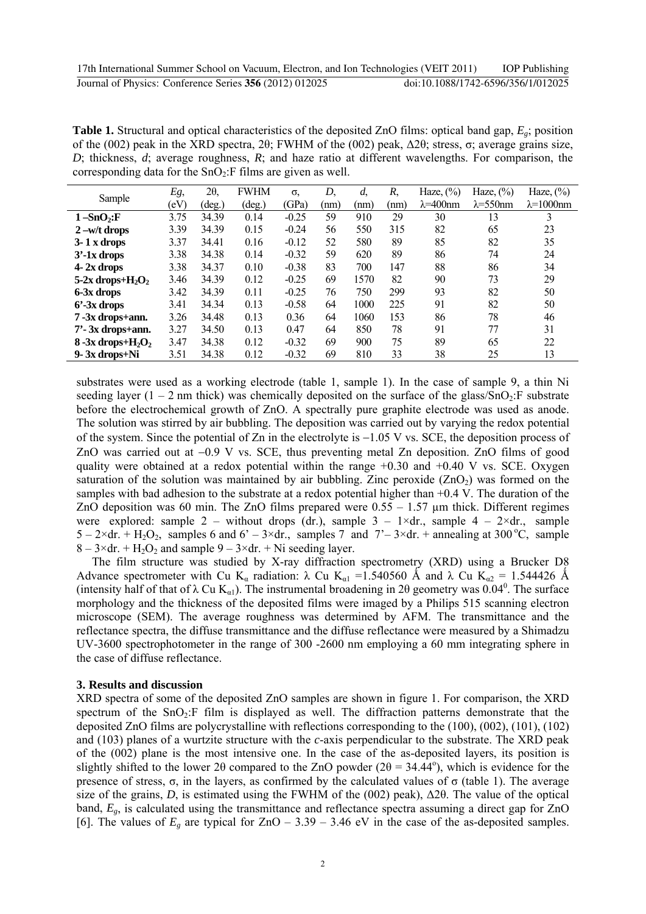**Table 1.** Structural and optical characteristics of the deposited ZnO films: optical band gap, $E_g$; position of the (002) peak in the XRD spectra, 2θ; FWHM of the (002) peak, Δ2θ; stress, σ; average grains size, $D$; thickness, $d$; average roughness, $R$; and haze ratio at different wavelengths. For comparison, the corresponding data for the $SnO_2$:F films are given as well.

| Sample | $Eg$, (eV) | 2θ, (deg.) | FWHM (deg.) | σ, (GPa) | $D$, (nm) | $d$, (nm) | $R$, (nm) | Haze, (%) λ=400nm | Haze, (%) λ=550nm | Haze, (%) λ=1000nm |
|---|---|---|---|---|---|---|---|---|---|---|
| **1 –$SnO_2$:F** | 3.75 | 34.39 | 0.14 | -0.25 | 59 | 910 | 29 | 30 | 13 | 3 |
| **2 –w/t drops** | 3.39 | 34.39 | 0.15 | -0.24 | 56 | 550 | 315 | 82 | 65 | 23 |
| **3- 1 x drops** | 3.37 | 34.41 | 0.16 | -0.12 | 52 | 580 | 89 | 85 | 82 | 35 |
| **3'-1x drops** | 3.38 | 34.38 | 0.14 | -0.32 | 59 | 620 | 89 | 86 | 74 | 24 |
| **4- 2x drops** | 3.38 | 34.37 | 0.10 | -0.38 | 83 | 700 | 147 | 88 | 86 | 34 |
| **5-2x drops+$H_2O_2$** | 3.46 | 34.39 | 0.12 | -0.25 | 69 | 1570 | 82 | 90 | 73 | 29 |
| **6-3x drops** | 3.42 | 34.39 | 0.11 | -0.25 | 76 | 750 | 299 | 93 | 82 | 50 |
| **6'-3x drops** | 3.41 | 34.34 | 0.13 | -0.58 | 64 | 1000 | 225 | 91 | 82 | 50 |
| **7 -3x drops+ann.** | 3.26 | 34.48 | 0.13 | 0.36 | 64 | 1060 | 153 | 86 | 78 | 46 |
| **7'- 3x drops+ann.** | 3.27 | 34.50 | 0.13 | 0.47 | 64 | 850 | 78 | 91 | 77 | 31 |
| **8 -3x drops+$H_2O_2$** | 3.47 | 34.38 | 0.12 | -0.32 | 69 | 900 | 75 | 89 | 65 | 22 |
| **9- 3x drops+Ni** | 3.51 | 34.38 | 0.12 | -0.32 | 69 | 810 | 33 | 38 | 25 | 13 |

substrates were used as a working electrode (table 1, sample 1). In the case of sample 9, a thin Ni seeding layer (1 – 2 nm thick) was chemically deposited on the surface of the glass/$SnO_2$:F substrate before the electrochemical growth of ZnO. A spectrally pure graphite electrode was used as anode. The solution was stirred by air bubbling. The deposition was carried out by varying the redox potential of the system. Since the potential of Zn in the electrolyte is −1.05 V vs. SCE, the deposition process of ZnO was carried out at −0.9 V vs. SCE, thus preventing metal Zn deposition. ZnO films of good quality were obtained at a redox potential within the range +0.30 and +0.40 V vs. SCE. Oxygen saturation of the solution was maintained by air bubbling. Zinc peroxide ($ZnO_2$) was formed on the samples with bad adhesion to the substrate at a redox potential higher than +0.4 V. The duration of the ZnO deposition was 60 min. The ZnO films prepared were 0.55 – 1.57 µm thick. Different regimes were explored: sample 2 – without drops (dr.), sample 3 – 1×dr., sample 4 – 2×dr., sample 5 – 2×dr. + $H_2O_2$, samples 6 and 6' – 3×dr., samples 7 and 7'– 3×dr. + annealing at 300 °C, sample 8 – 3×dr. + $H_2O_2$ and sample 9 – 3×dr. + Ni seeding layer.

The film structure was studied by X-ray diffraction spectrometry (XRD) using a Brucker D8 Advance spectrometer with Cu $K_\alpha$ radiation: λ Cu $K_{\alpha1}$ =1.540560 Å and λ Cu $K_{\alpha2}$ = 1.544426 Å (intensity half of that of λ Cu $K_{\alpha1}$). The instrumental broadening in 2θ geometry was $0.04^0$. The surface morphology and the thickness of the deposited films were imaged by a Philips 515 scanning electron microscope (SEM). The average roughness was determined by AFM. The transmittance and the reflectance spectra, the diffuse transmittance and the diffuse reflectance were measured by a Shimadzu UV-3600 spectrophotometer in the range of 300 -2600 nm employing a 60 mm integrating sphere in the case of diffuse reflectance.

### 3. Results and discussion

XRD spectra of some of the deposited ZnO samples are shown in figure 1. For comparison, the XRD spectrum of the $SnO_2$:F film is displayed as well. The diffraction patterns demonstrate that the deposited ZnO films are polycrystalline with reflections corresponding to the (100), (002), (101), (102) and (103) planes of a wurtzite structure with the *c*-axis perpendicular to the substrate. The XRD peak of the (002) plane is the most intensive one. In the case of the as-deposited layers, its position is slightly shifted to the lower 2θ compared to the ZnO powder (2θ = 34.44°), which is evidence for the presence of stress, σ, in the layers, as confirmed by the calculated values of σ (table 1). The average size of the grains, $D$, is estimated using the FWHM of the (002) peak), Δ2θ. The value of the optical band, $E_g$, is calculated using the transmittance and reflectance spectra assuming a direct gap for ZnO [6]. The values of $E_g$ are typical for ZnO – 3.39 – 3.46 eV in the case of the as-deposited samples.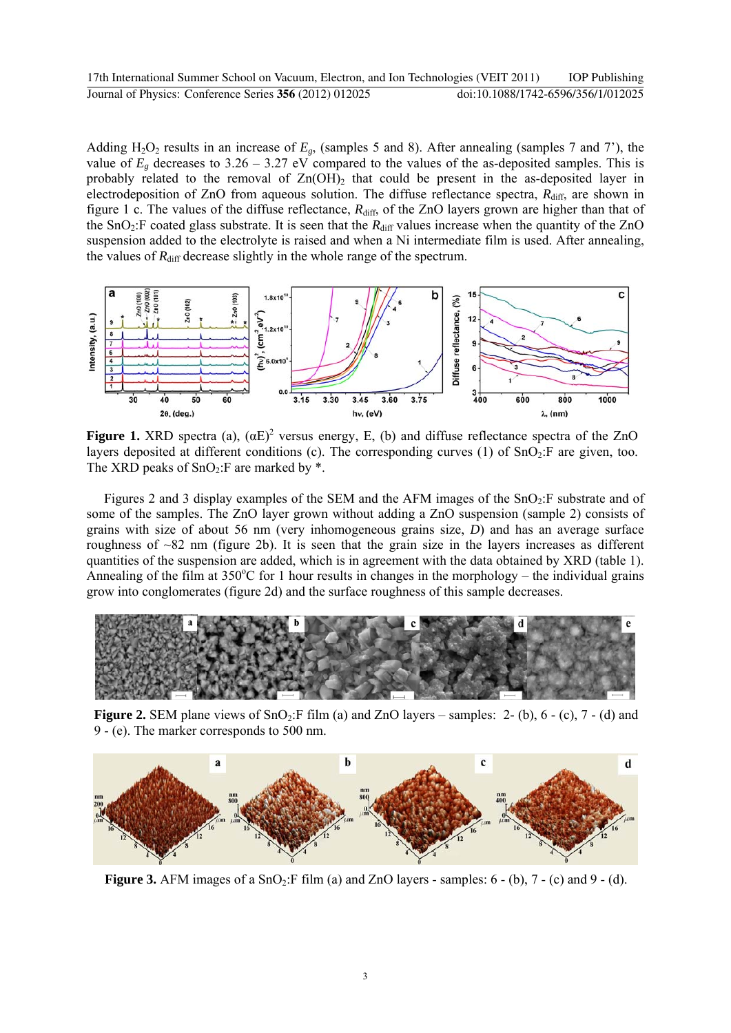Adding $H_2O_2$ results in an increase of $E_g$, (samples 5 and 8). After annealing (samples 7 and 7'), the value of $E_g$ decreases to 3.26 – 3.27 eV compared to the values of the as-deposited samples. This is probably related to the removal of $Zn(OH)_2$ that could be present in the as-deposited layer in electrodeposition of ZnO from aqueous solution. The diffuse reflectance spectra, $R_{diff}$, are shown in figure 1 c. The values of the diffuse reflectance, $R_{diff}$, of the ZnO layers grown are higher than that of the $SnO_2$:F coated glass substrate. It is seen that the $R_{diff}$ values increase when the quantity of the ZnO suspension added to the electrolyte is raised and when a Ni intermediate film is used. After annealing, the values of $R_{diff}$ decrease slightly in the whole range of the spectrum.

**Figure 1.** XRD spectra (a), $(\alpha E)^2$ versus energy, E, (b) and diffuse reflectance spectra of the ZnO layers deposited at different conditions (c). The corresponding curves (1) of $SnO_2$:F are given, too. The XRD peaks of $SnO_2$:F are marked by *.

Figures 2 and 3 display examples of the SEM and the AFM images of the $SnO_2$:F substrate and of some of the samples. The ZnO layer grown without adding a ZnO suspension (sample 2) consists of grains with size of about 56 nm (very inhomogeneous grains size, *D*) and has an average surface roughness of ~82 nm (figure 2b). It is seen that the grain size in the layers increases as different quantities of the suspension are added, which is in agreement with the data obtained by XRD (table 1). Annealing of the film at 350°C for 1 hour results in changes in the morphology – the individual grains grow into conglomerates (figure 2d) and the surface roughness of this sample decreases.

**Figure 2.** SEM plane views of $SnO_2$:F film (a) and ZnO layers – samples: 2- (b), 6 - (c), 7 - (d) and 9 - (e). The marker corresponds to 500 nm.

**Figure 3.** AFM images of a $SnO_2$:F film (a) and ZnO layers - samples: 6 - (b), 7 - (c) and 9 - (d).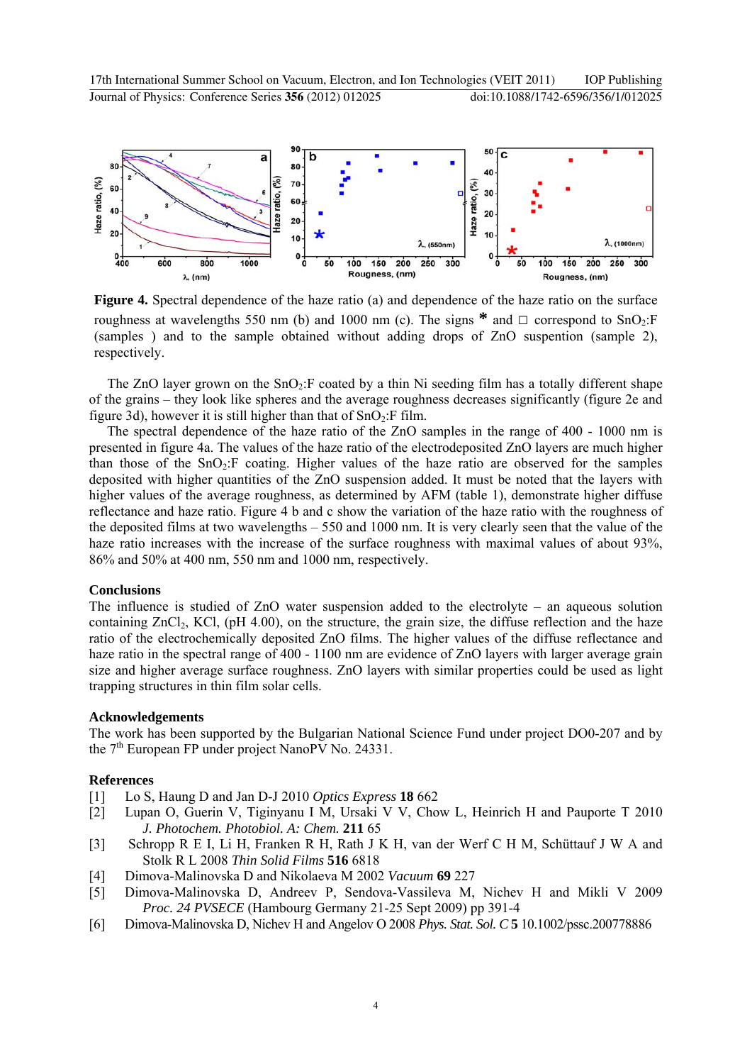Haze ratio, (%)
80
60
40
20
0
400 600 800 1000
λ, (nm)
a
1 2 3 4 5 6 7 8 9

Haze ratio, (%)
90
80
70
60
20
10
0
0 50 100 150 200 250 300
Rougness, (nm)
b
λ, (550nm)

Haze ratio, (%)
50
40
30
20
10
0
0 50 100 150 200 250 300
Rougness, (nm)
c
λ, (1000nm)

**Figure 4.** Spectral dependence of the haze ratio (a) and dependence of the haze ratio on the surface roughness at wavelengths 550 nm (b) and 1000 nm (c). The signs * and □ correspond to $SnO_2$:F (samples ) and to the sample obtained without adding drops of ZnO suspention (sample 2), respectively.

The ZnO layer grown on the $SnO_2$:F coated by a thin Ni seeding film has a totally different shape of the grains – they look like spheres and the average roughness decreases significantly (figure 2e and figure 3d), however it is still higher than that of $SnO_2$:F film.

The spectral dependence of the haze ratio of the ZnO samples in the range of 400 - 1000 nm is presented in figure 4a. The values of the haze ratio of the electrodeposited ZnO layers are much higher than those of the $SnO_2$:F coating. Higher values of the haze ratio are observed for the samples deposited with higher quantities of the ZnO suspension added. It must be noted that the layers with higher values of the average roughness, as determined by AFM (table 1), demonstrate higher diffuse reflectance and haze ratio. Figure 4 b and c show the variation of the haze ratio with the roughness of the deposited films at two wavelengths – 550 and 1000 nm. It is very clearly seen that the value of the haze ratio increases with the increase of the surface roughness with maximal values of about 93%, 86% and 50% at 400 nm, 550 nm and 1000 nm, respectively.

## Conclusions

The influence is studied of ZnO water suspension added to the electrolyte – an aqueous solution containing $ZnCl_2$, KCl, (pH 4.00), on the structure, the grain size, the diffuse reflection and the haze ratio of the electrochemically deposited ZnO films. The higher values of the diffuse reflectance and haze ratio in the spectral range of 400 - 1100 nm are evidence of ZnO layers with larger average grain size and higher average surface roughness. ZnO layers with similar properties could be used as light trapping structures in thin film solar cells.

## Acknowledgements

The work has been supported by the Bulgarian National Science Fund under project DO0-207 and by the 7th European FP under project NanoPV No. 24331.

## References

[1] Lo S, Haung D and Jan D-J 2010 *Optics Express* **18** 662

[2] Lupan O, Guerin V, Tiginyanu I M, Ursaki V V, Chow L, Heinrich H and Pauporte T 2010 *J. Photochem. Photobiol. A: Chem.* **211** 65

[3] Schropp R E I, Li H, Franken R H, Rath J K H, van der Werf C H M, Schüttauf J W A and Stolk R L 2008 *Thin Solid Films* **516** 6818

[4] Dimova-Malinovska D and Nikolaeva M 2002 *Vacuum* **69** 227

[5] Dimova-Malinovska D, Andreev P, Sendova-Vassileva M, Nichev H and Mikli V 2009 *Proc. 24 PVSECE* (Hambourg Germany 21-25 Sept 2009) pp 391-4

[6] Dimova-Malinovska D, Nichev H and Angelov O 2008 *Phys. Stat. Sol. C* **5** 10.1002/pssc.200778886